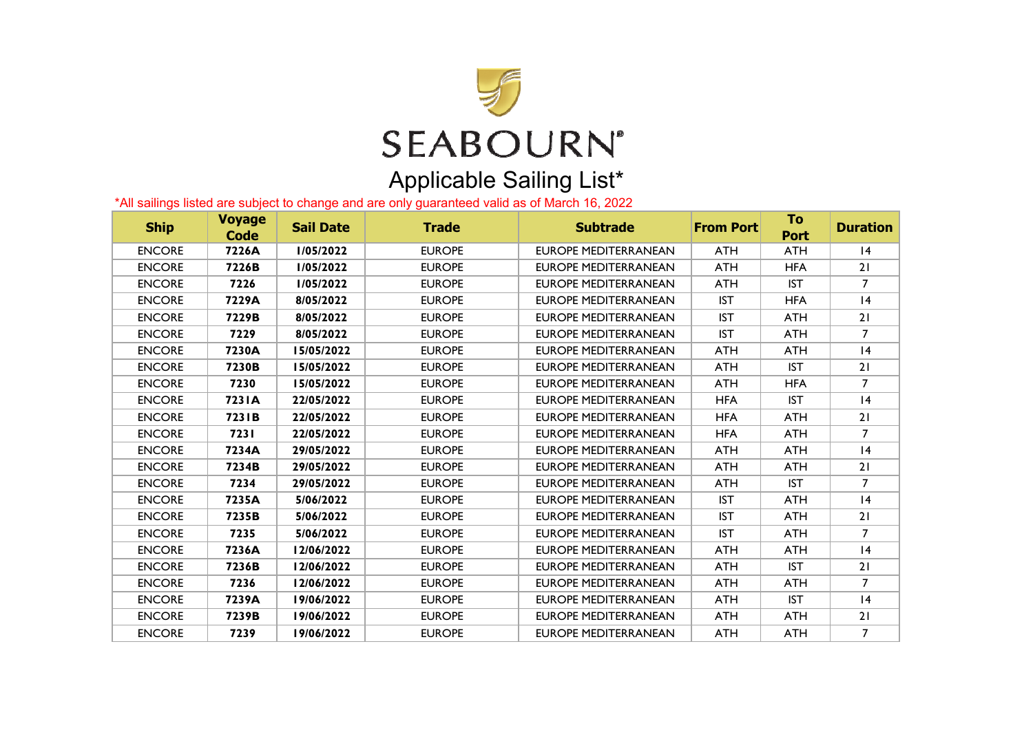# SEABOURN

## Applicable Sailing List*

*All sailings listed are subject to change and are only guaranteed valid as of March 16, 2022

| Ship | Voyage Code | Sail Date | Trade | Subtrade | From Port | To Port | Duration |
|---|---|---|---|---|---|---|---|
| ENCORE | 7226A | 1/05/2022 | EUROPE | EUROPE MEDITERRANEAN | ATH | ATH | 14 |
| ENCORE | 7226B | 1/05/2022 | EUROPE | EUROPE MEDITERRANEAN | ATH | HFA | 21 |
| ENCORE | 7226 | 1/05/2022 | EUROPE | EUROPE MEDITERRANEAN | ATH | IST | 7 |
| ENCORE | 7229A | 8/05/2022 | EUROPE | EUROPE MEDITERRANEAN | IST | HFA | 14 |
| ENCORE | 7229B | 8/05/2022 | EUROPE | EUROPE MEDITERRANEAN | IST | ATH | 21 |
| ENCORE | 7229 | 8/05/2022 | EUROPE | EUROPE MEDITERRANEAN | IST | ATH | 7 |
| ENCORE | 7230A | 15/05/2022 | EUROPE | EUROPE MEDITERRANEAN | ATH | ATH | 14 |
| ENCORE | 7230B | 15/05/2022 | EUROPE | EUROPE MEDITERRANEAN | ATH | IST | 21 |
| ENCORE | 7230 | 15/05/2022 | EUROPE | EUROPE MEDITERRANEAN | ATH | HFA | 7 |
| ENCORE | 7231A | 22/05/2022 | EUROPE | EUROPE MEDITERRANEAN | HFA | IST | 14 |
| ENCORE | 7231B | 22/05/2022 | EUROPE | EUROPE MEDITERRANEAN | HFA | ATH | 21 |
| ENCORE | 7231 | 22/05/2022 | EUROPE | EUROPE MEDITERRANEAN | HFA | ATH | 7 |
| ENCORE | 7234A | 29/05/2022 | EUROPE | EUROPE MEDITERRANEAN | ATH | ATH | 14 |
| ENCORE | 7234B | 29/05/2022 | EUROPE | EUROPE MEDITERRANEAN | ATH | ATH | 21 |
| ENCORE | 7234 | 29/05/2022 | EUROPE | EUROPE MEDITERRANEAN | ATH | IST | 7 |
| ENCORE | 7235A | 5/06/2022 | EUROPE | EUROPE MEDITERRANEAN | IST | ATH | 14 |
| ENCORE | 7235B | 5/06/2022 | EUROPE | EUROPE MEDITERRANEAN | IST | ATH | 21 |
| ENCORE | 7235 | 5/06/2022 | EUROPE | EUROPE MEDITERRANEAN | IST | ATH | 7 |
| ENCORE | 7236A | 12/06/2022 | EUROPE | EUROPE MEDITERRANEAN | ATH | ATH | 14 |
| ENCORE | 7236B | 12/06/2022 | EUROPE | EUROPE MEDITERRANEAN | ATH | IST | 21 |
| ENCORE | 7236 | 12/06/2022 | EUROPE | EUROPE MEDITERRANEAN | ATH | ATH | 7 |
| ENCORE | 7239A | 19/06/2022 | EUROPE | EUROPE MEDITERRANEAN | ATH | IST | 14 |
| ENCORE | 7239B | 19/06/2022 | EUROPE | EUROPE MEDITERRANEAN | ATH | ATH | 21 |
| ENCORE | 7239 | 19/06/2022 | EUROPE | EUROPE MEDITERRANEAN | ATH | ATH | 7 |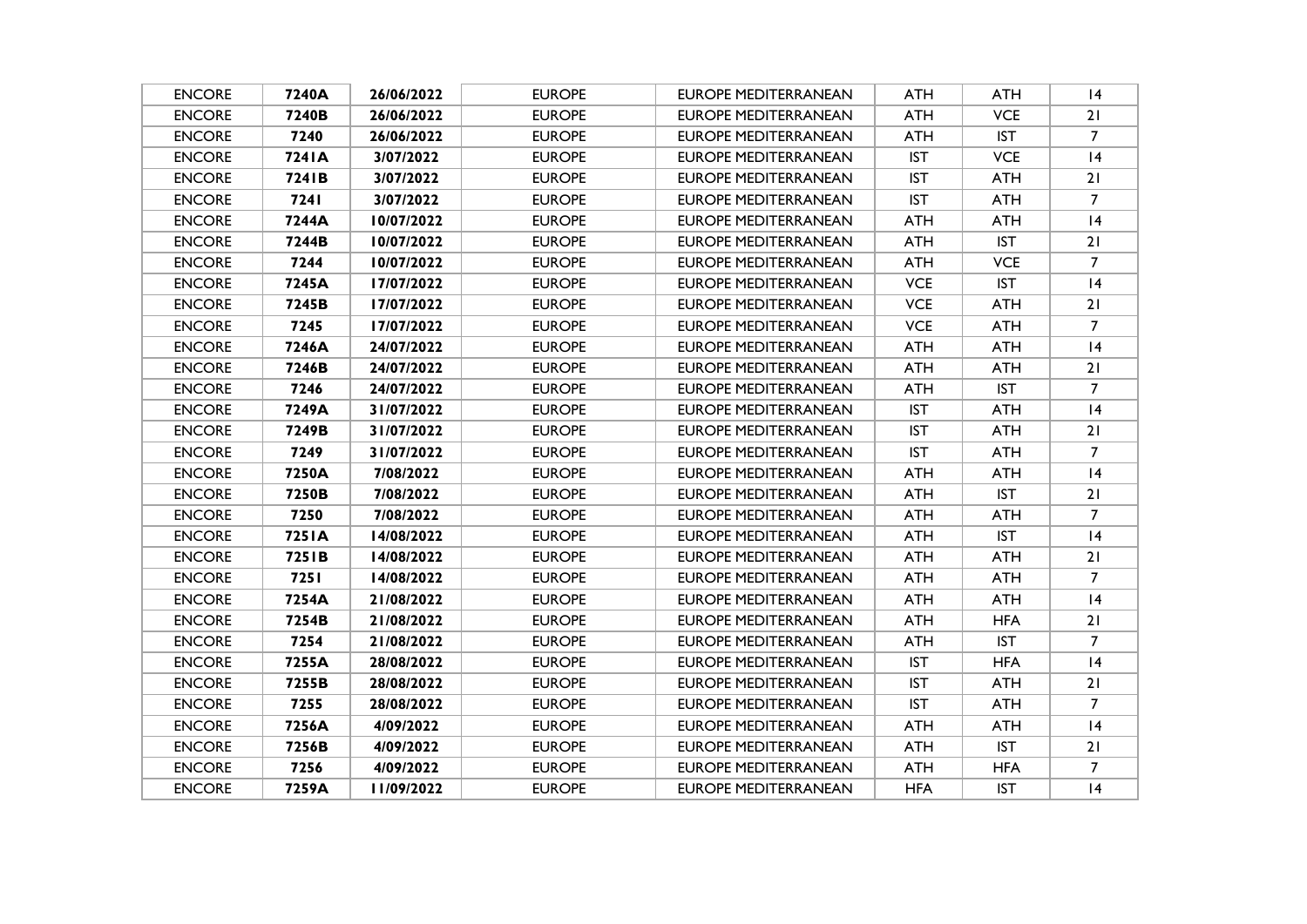| ENCORE | **7240A** | **26/06/2022** | EUROPE | EUROPE MEDITERRANEAN | ATH | ATH | 14 |
|---|---|---|---|---|---|---|---|
| ENCORE | **7240B** | **26/06/2022** | EUROPE | EUROPE MEDITERRANEAN | ATH | VCE | 21 |
| ENCORE | **7240** | **26/06/2022** | EUROPE | EUROPE MEDITERRANEAN | ATH | IST | 7 |
| ENCORE | **7241A** | **3/07/2022** | EUROPE | EUROPE MEDITERRANEAN | IST | VCE | 14 |
| ENCORE | **7241B** | **3/07/2022** | EUROPE | EUROPE MEDITERRANEAN | IST | ATH | 21 |
| ENCORE | **7241** | **3/07/2022** | EUROPE | EUROPE MEDITERRANEAN | IST | ATH | 7 |
| ENCORE | **7244A** | **10/07/2022** | EUROPE | EUROPE MEDITERRANEAN | ATH | ATH | 14 |
| ENCORE | **7244B** | **10/07/2022** | EUROPE | EUROPE MEDITERRANEAN | ATH | IST | 21 |
| ENCORE | **7244** | **10/07/2022** | EUROPE | EUROPE MEDITERRANEAN | ATH | VCE | 7 |
| ENCORE | **7245A** | **17/07/2022** | EUROPE | EUROPE MEDITERRANEAN | VCE | IST | 14 |
| ENCORE | **7245B** | **17/07/2022** | EUROPE | EUROPE MEDITERRANEAN | VCE | ATH | 21 |
| ENCORE | **7245** | **17/07/2022** | EUROPE | EUROPE MEDITERRANEAN | VCE | ATH | 7 |
| ENCORE | **7246A** | **24/07/2022** | EUROPE | EUROPE MEDITERRANEAN | ATH | ATH | 14 |
| ENCORE | **7246B** | **24/07/2022** | EUROPE | EUROPE MEDITERRANEAN | ATH | ATH | 21 |
| ENCORE | **7246** | **24/07/2022** | EUROPE | EUROPE MEDITERRANEAN | ATH | IST | 7 |
| ENCORE | **7249A** | **31/07/2022** | EUROPE | EUROPE MEDITERRANEAN | IST | ATH | 14 |
| ENCORE | **7249B** | **31/07/2022** | EUROPE | EUROPE MEDITERRANEAN | IST | ATH | 21 |
| ENCORE | **7249** | **31/07/2022** | EUROPE | EUROPE MEDITERRANEAN | IST | ATH | 7 |
| ENCORE | **7250A** | **7/08/2022** | EUROPE | EUROPE MEDITERRANEAN | ATH | ATH | 14 |
| ENCORE | **7250B** | **7/08/2022** | EUROPE | EUROPE MEDITERRANEAN | ATH | IST | 21 |
| ENCORE | **7250** | **7/08/2022** | EUROPE | EUROPE MEDITERRANEAN | ATH | ATH | 7 |
| ENCORE | **7251A** | **14/08/2022** | EUROPE | EUROPE MEDITERRANEAN | ATH | IST | 14 |
| ENCORE | **7251B** | **14/08/2022** | EUROPE | EUROPE MEDITERRANEAN | ATH | ATH | 21 |
| ENCORE | **7251** | **14/08/2022** | EUROPE | EUROPE MEDITERRANEAN | ATH | ATH | 7 |
| ENCORE | **7254A** | **21/08/2022** | EUROPE | EUROPE MEDITERRANEAN | ATH | ATH | 14 |
| ENCORE | **7254B** | **21/08/2022** | EUROPE | EUROPE MEDITERRANEAN | ATH | HFA | 21 |
| ENCORE | **7254** | **21/08/2022** | EUROPE | EUROPE MEDITERRANEAN | ATH | IST | 7 |
| ENCORE | **7255A** | **28/08/2022** | EUROPE | EUROPE MEDITERRANEAN | IST | HFA | 14 |
| ENCORE | **7255B** | **28/08/2022** | EUROPE | EUROPE MEDITERRANEAN | IST | ATH | 21 |
| ENCORE | **7255** | **28/08/2022** | EUROPE | EUROPE MEDITERRANEAN | IST | ATH | 7 |
| ENCORE | **7256A** | **4/09/2022** | EUROPE | EUROPE MEDITERRANEAN | ATH | ATH | 14 |
| ENCORE | **7256B** | **4/09/2022** | EUROPE | EUROPE MEDITERRANEAN | ATH | IST | 21 |
| ENCORE | **7256** | **4/09/2022** | EUROPE | EUROPE MEDITERRANEAN | ATH | HFA | 7 |
| ENCORE | **7259A** | **11/09/2022** | EUROPE | EUROPE MEDITERRANEAN | HFA | IST | 14 |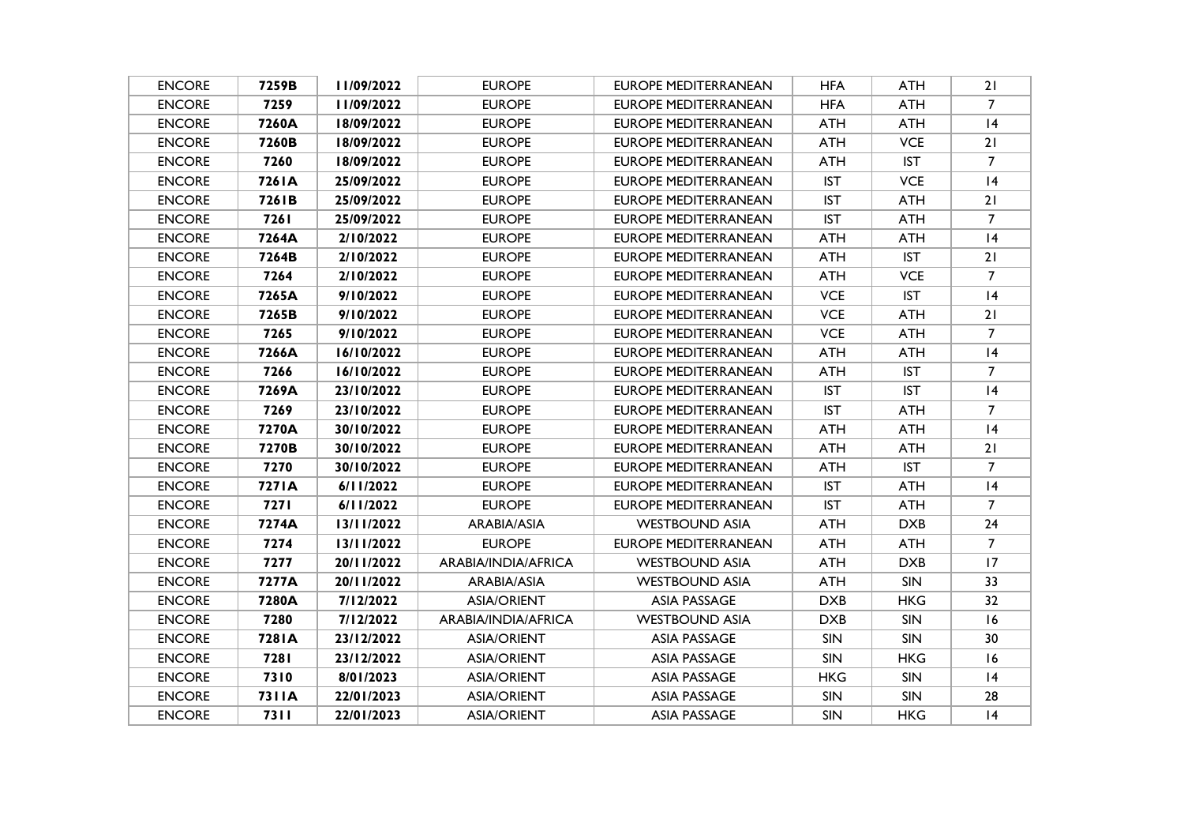| ENCORE | **7259B** | **11/09/2022** | EUROPE | EUROPE MEDITERRANEAN | HFA | ATH | 21 |
|---|---|---|---|---|---|---|---|
| ENCORE | **7259** | **11/09/2022** | EUROPE | EUROPE MEDITERRANEAN | HFA | ATH | 7 |
| ENCORE | **7260A** | **18/09/2022** | EUROPE | EUROPE MEDITERRANEAN | ATH | ATH | 14 |
| ENCORE | **7260B** | **18/09/2022** | EUROPE | EUROPE MEDITERRANEAN | ATH | VCE | 21 |
| ENCORE | **7260** | **18/09/2022** | EUROPE | EUROPE MEDITERRANEAN | ATH | IST | 7 |
| ENCORE | **7261A** | **25/09/2022** | EUROPE | EUROPE MEDITERRANEAN | IST | VCE | 14 |
| ENCORE | **7261B** | **25/09/2022** | EUROPE | EUROPE MEDITERRANEAN | IST | ATH | 21 |
| ENCORE | **7261** | **25/09/2022** | EUROPE | EUROPE MEDITERRANEAN | IST | ATH | 7 |
| ENCORE | **7264A** | **2/10/2022** | EUROPE | EUROPE MEDITERRANEAN | ATH | ATH | 14 |
| ENCORE | **7264B** | **2/10/2022** | EUROPE | EUROPE MEDITERRANEAN | ATH | IST | 21 |
| ENCORE | **7264** | **2/10/2022** | EUROPE | EUROPE MEDITERRANEAN | ATH | VCE | 7 |
| ENCORE | **7265A** | **9/10/2022** | EUROPE | EUROPE MEDITERRANEAN | VCE | IST | 14 |
| ENCORE | **7265B** | **9/10/2022** | EUROPE | EUROPE MEDITERRANEAN | VCE | ATH | 21 |
| ENCORE | **7265** | **9/10/2022** | EUROPE | EUROPE MEDITERRANEAN | VCE | ATH | 7 |
| ENCORE | **7266A** | **16/10/2022** | EUROPE | EUROPE MEDITERRANEAN | ATH | ATH | 14 |
| ENCORE | **7266** | **16/10/2022** | EUROPE | EUROPE MEDITERRANEAN | ATH | IST | 7 |
| ENCORE | **7269A** | **23/10/2022** | EUROPE | EUROPE MEDITERRANEAN | IST | IST | 14 |
| ENCORE | **7269** | **23/10/2022** | EUROPE | EUROPE MEDITERRANEAN | IST | ATH | 7 |
| ENCORE | **7270A** | **30/10/2022** | EUROPE | EUROPE MEDITERRANEAN | ATH | ATH | 14 |
| ENCORE | **7270B** | **30/10/2022** | EUROPE | EUROPE MEDITERRANEAN | ATH | ATH | 21 |
| ENCORE | **7270** | **30/10/2022** | EUROPE | EUROPE MEDITERRANEAN | ATH | IST | 7 |
| ENCORE | **7271A** | **6/11/2022** | EUROPE | EUROPE MEDITERRANEAN | IST | ATH | 14 |
| ENCORE | **7271** | **6/11/2022** | EUROPE | EUROPE MEDITERRANEAN | IST | ATH | 7 |
| ENCORE | **7274A** | **13/11/2022** | ARABIA/ASIA | WESTBOUND ASIA | ATH | DXB | 24 |
| ENCORE | **7274** | **13/11/2022** | EUROPE | EUROPE MEDITERRANEAN | ATH | ATH | 7 |
| ENCORE | **7277** | **20/11/2022** | ARABIA/INDIA/AFRICA | WESTBOUND ASIA | ATH | DXB | 17 |
| ENCORE | **7277A** | **20/11/2022** | ARABIA/ASIA | WESTBOUND ASIA | ATH | SIN | 33 |
| ENCORE | **7280A** | **7/12/2022** | ASIA/ORIENT | ASIA PASSAGE | DXB | HKG | 32 |
| ENCORE | **7280** | **7/12/2022** | ARABIA/INDIA/AFRICA | WESTBOUND ASIA | DXB | SIN | 16 |
| ENCORE | **7281A** | **23/12/2022** | ASIA/ORIENT | ASIA PASSAGE | SIN | SIN | 30 |
| ENCORE | **7281** | **23/12/2022** | ASIA/ORIENT | ASIA PASSAGE | SIN | HKG | 16 |
| ENCORE | **7310** | **8/01/2023** | ASIA/ORIENT | ASIA PASSAGE | HKG | SIN | 14 |
| ENCORE | **7311A** | **22/01/2023** | ASIA/ORIENT | ASIA PASSAGE | SIN | SIN | 28 |
| ENCORE | **7311** | **22/01/2023** | ASIA/ORIENT | ASIA PASSAGE | SIN | HKG | 14 |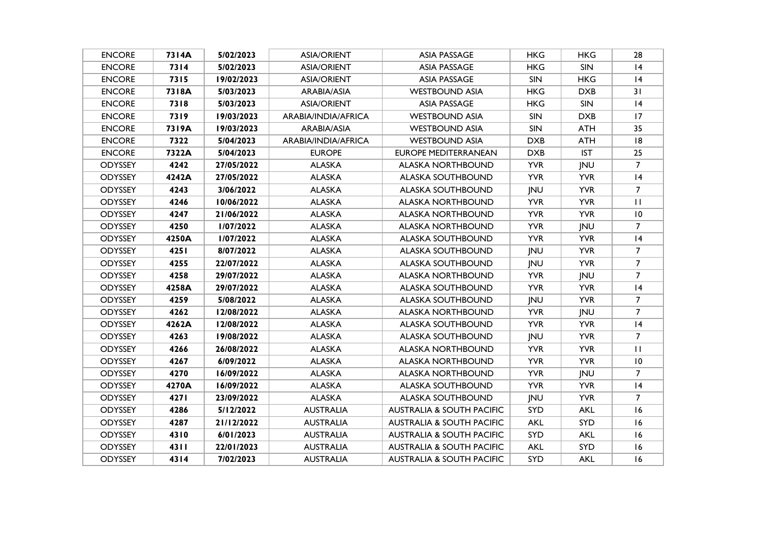| ENCORE | 7314A | 5/02/2023 | ASIA/ORIENT | ASIA PASSAGE | HKG | HKG | 28 |
|---|---|---|---|---|---|---|---|
| ENCORE | 7314 | 5/02/2023 | ASIA/ORIENT | ASIA PASSAGE | HKG | SIN | 14 |
| ENCORE | 7315 | 19/02/2023 | ASIA/ORIENT | ASIA PASSAGE | SIN | HKG | 14 |
| ENCORE | 7318A | 5/03/2023 | ARABIA/ASIA | WESTBOUND ASIA | HKG | DXB | 31 |
| ENCORE | 7318 | 5/03/2023 | ASIA/ORIENT | ASIA PASSAGE | HKG | SIN | 14 |
| ENCORE | 7319 | 19/03/2023 | ARABIA/INDIA/AFRICA | WESTBOUND ASIA | SIN | DXB | 17 |
| ENCORE | 7319A | 19/03/2023 | ARABIA/ASIA | WESTBOUND ASIA | SIN | ATH | 35 |
| ENCORE | 7322 | 5/04/2023 | ARABIA/INDIA/AFRICA | WESTBOUND ASIA | DXB | ATH | 18 |
| ENCORE | 7322A | 5/04/2023 | EUROPE | EUROPE MEDITERRANEAN | DXB | IST | 25 |
| ODYSSEY | 4242 | 27/05/2022 | ALASKA | ALASKA NORTHBOUND | YVR | JNU | 7 |
| ODYSSEY | 4242A | 27/05/2022 | ALASKA | ALASKA SOUTHBOUND | YVR | YVR | 14 |
| ODYSSEY | 4243 | 3/06/2022 | ALASKA | ALASKA SOUTHBOUND | JNU | YVR | 7 |
| ODYSSEY | 4246 | 10/06/2022 | ALASKA | ALASKA NORTHBOUND | YVR | YVR | 11 |
| ODYSSEY | 4247 | 21/06/2022 | ALASKA | ALASKA NORTHBOUND | YVR | YVR | 10 |
| ODYSSEY | 4250 | 1/07/2022 | ALASKA | ALASKA NORTHBOUND | YVR | JNU | 7 |
| ODYSSEY | 4250A | 1/07/2022 | ALASKA | ALASKA SOUTHBOUND | YVR | YVR | 14 |
| ODYSSEY | 4251 | 8/07/2022 | ALASKA | ALASKA SOUTHBOUND | JNU | YVR | 7 |
| ODYSSEY | 4255 | 22/07/2022 | ALASKA | ALASKA SOUTHBOUND | JNU | YVR | 7 |
| ODYSSEY | 4258 | 29/07/2022 | ALASKA | ALASKA NORTHBOUND | YVR | JNU | 7 |
| ODYSSEY | 4258A | 29/07/2022 | ALASKA | ALASKA SOUTHBOUND | YVR | YVR | 14 |
| ODYSSEY | 4259 | 5/08/2022 | ALASKA | ALASKA SOUTHBOUND | JNU | YVR | 7 |
| ODYSSEY | 4262 | 12/08/2022 | ALASKA | ALASKA NORTHBOUND | YVR | JNU | 7 |
| ODYSSEY | 4262A | 12/08/2022 | ALASKA | ALASKA SOUTHBOUND | YVR | YVR | 14 |
| ODYSSEY | 4263 | 19/08/2022 | ALASKA | ALASKA SOUTHBOUND | JNU | YVR | 7 |
| ODYSSEY | 4266 | 26/08/2022 | ALASKA | ALASKA NORTHBOUND | YVR | YVR | 11 |
| ODYSSEY | 4267 | 6/09/2022 | ALASKA | ALASKA NORTHBOUND | YVR | YVR | 10 |
| ODYSSEY | 4270 | 16/09/2022 | ALASKA | ALASKA NORTHBOUND | YVR | JNU | 7 |
| ODYSSEY | 4270A | 16/09/2022 | ALASKA | ALASKA SOUTHBOUND | YVR | YVR | 14 |
| ODYSSEY | 4271 | 23/09/2022 | ALASKA | ALASKA SOUTHBOUND | JNU | YVR | 7 |
| ODYSSEY | 4286 | 5/12/2022 | AUSTRALIA | AUSTRALIA & SOUTH PACIFIC | SYD | AKL | 16 |
| ODYSSEY | 4287 | 21/12/2022 | AUSTRALIA | AUSTRALIA & SOUTH PACIFIC | AKL | SYD | 16 |
| ODYSSEY | 4310 | 6/01/2023 | AUSTRALIA | AUSTRALIA & SOUTH PACIFIC | SYD | AKL | 16 |
| ODYSSEY | 4311 | 22/01/2023 | AUSTRALIA | AUSTRALIA & SOUTH PACIFIC | AKL | SYD | 16 |
| ODYSSEY | 4314 | 7/02/2023 | AUSTRALIA | AUSTRALIA & SOUTH PACIFIC | SYD | AKL | 16 |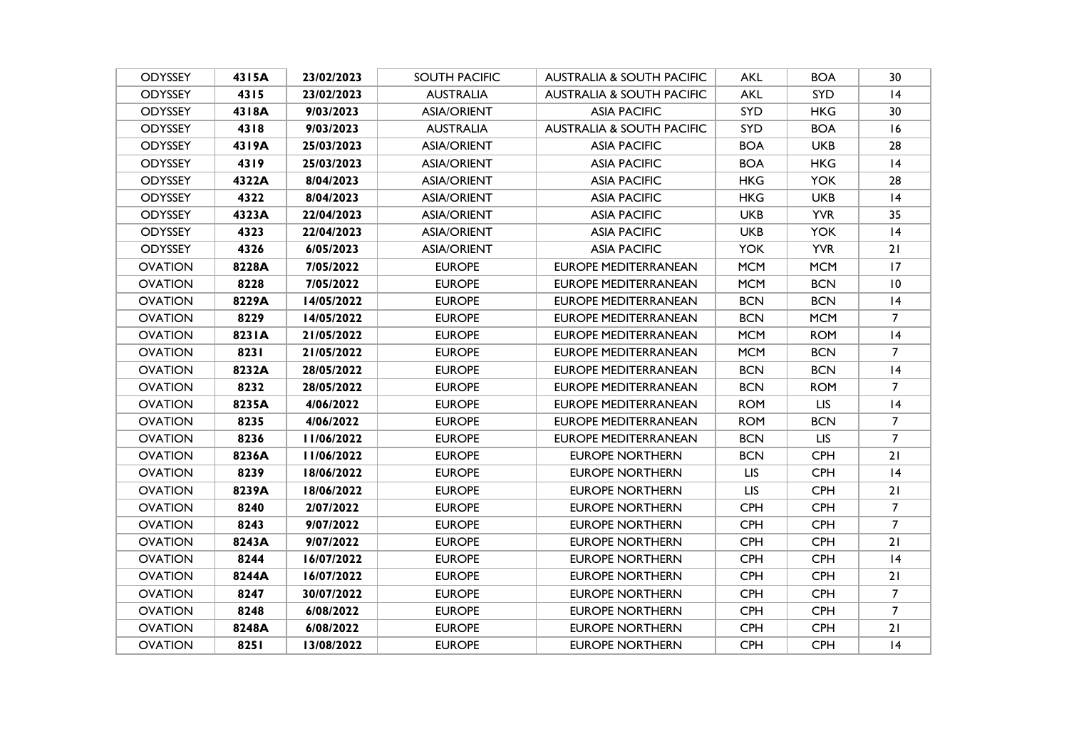| ODYSSEY | **4315A** | **23/02/2023** | SOUTH PACIFIC | AUSTRALIA & SOUTH PACIFIC | AKL | BOA | 30 |
|---|---|---|---|---|---|---|---|
| ODYSSEY | **4315** | **23/02/2023** | AUSTRALIA | AUSTRALIA & SOUTH PACIFIC | AKL | SYD | 14 |
| ODYSSEY | **4318A** | **9/03/2023** | ASIA/ORIENT | ASIA PACIFIC | SYD | HKG | 30 |
| ODYSSEY | **4318** | **9/03/2023** | AUSTRALIA | AUSTRALIA & SOUTH PACIFIC | SYD | BOA | 16 |
| ODYSSEY | **4319A** | **25/03/2023** | ASIA/ORIENT | ASIA PACIFIC | BOA | UKB | 28 |
| ODYSSEY | **4319** | **25/03/2023** | ASIA/ORIENT | ASIA PACIFIC | BOA | HKG | 14 |
| ODYSSEY | **4322A** | **8/04/2023** | ASIA/ORIENT | ASIA PACIFIC | HKG | YOK | 28 |
| ODYSSEY | **4322** | **8/04/2023** | ASIA/ORIENT | ASIA PACIFIC | HKG | UKB | 14 |
| ODYSSEY | **4323A** | **22/04/2023** | ASIA/ORIENT | ASIA PACIFIC | UKB | YVR | 35 |
| ODYSSEY | **4323** | **22/04/2023** | ASIA/ORIENT | ASIA PACIFIC | UKB | YOK | 14 |
| ODYSSEY | **4326** | **6/05/2023** | ASIA/ORIENT | ASIA PACIFIC | YOK | YVR | 21 |
| OVATION | **8228A** | **7/05/2022** | EUROPE | EUROPE MEDITERRANEAN | MCM | MCM | 17 |
| OVATION | **8228** | **7/05/2022** | EUROPE | EUROPE MEDITERRANEAN | MCM | BCN | 10 |
| OVATION | **8229A** | **14/05/2022** | EUROPE | EUROPE MEDITERRANEAN | BCN | BCN | 14 |
| OVATION | **8229** | **14/05/2022** | EUROPE | EUROPE MEDITERRANEAN | BCN | MCM | 7 |
| OVATION | **8231A** | **21/05/2022** | EUROPE | EUROPE MEDITERRANEAN | MCM | ROM | 14 |
| OVATION | **8231** | **21/05/2022** | EUROPE | EUROPE MEDITERRANEAN | MCM | BCN | 7 |
| OVATION | **8232A** | **28/05/2022** | EUROPE | EUROPE MEDITERRANEAN | BCN | BCN | 14 |
| OVATION | **8232** | **28/05/2022** | EUROPE | EUROPE MEDITERRANEAN | BCN | ROM | 7 |
| OVATION | **8235A** | **4/06/2022** | EUROPE | EUROPE MEDITERRANEAN | ROM | LIS | 14 |
| OVATION | **8235** | **4/06/2022** | EUROPE | EUROPE MEDITERRANEAN | ROM | BCN | 7 |
| OVATION | **8236** | **11/06/2022** | EUROPE | EUROPE MEDITERRANEAN | BCN | LIS | 7 |
| OVATION | **8236A** | **11/06/2022** | EUROPE | EUROPE NORTHERN | BCN | CPH | 21 |
| OVATION | **8239** | **18/06/2022** | EUROPE | EUROPE NORTHERN | LIS | CPH | 14 |
| OVATION | **8239A** | **18/06/2022** | EUROPE | EUROPE NORTHERN | LIS | CPH | 21 |
| OVATION | **8240** | **2/07/2022** | EUROPE | EUROPE NORTHERN | CPH | CPH | 7 |
| OVATION | **8243** | **9/07/2022** | EUROPE | EUROPE NORTHERN | CPH | CPH | 7 |
| OVATION | **8243A** | **9/07/2022** | EUROPE | EUROPE NORTHERN | CPH | CPH | 21 |
| OVATION | **8244** | **16/07/2022** | EUROPE | EUROPE NORTHERN | CPH | CPH | 14 |
| OVATION | **8244A** | **16/07/2022** | EUROPE | EUROPE NORTHERN | CPH | CPH | 21 |
| OVATION | **8247** | **30/07/2022** | EUROPE | EUROPE NORTHERN | CPH | CPH | 7 |
| OVATION | **8248** | **6/08/2022** | EUROPE | EUROPE NORTHERN | CPH | CPH | 7 |
| OVATION | **8248A** | **6/08/2022** | EUROPE | EUROPE NORTHERN | CPH | CPH | 21 |
| OVATION | **8251** | **13/08/2022** | EUROPE | EUROPE NORTHERN | CPH | CPH | 14 |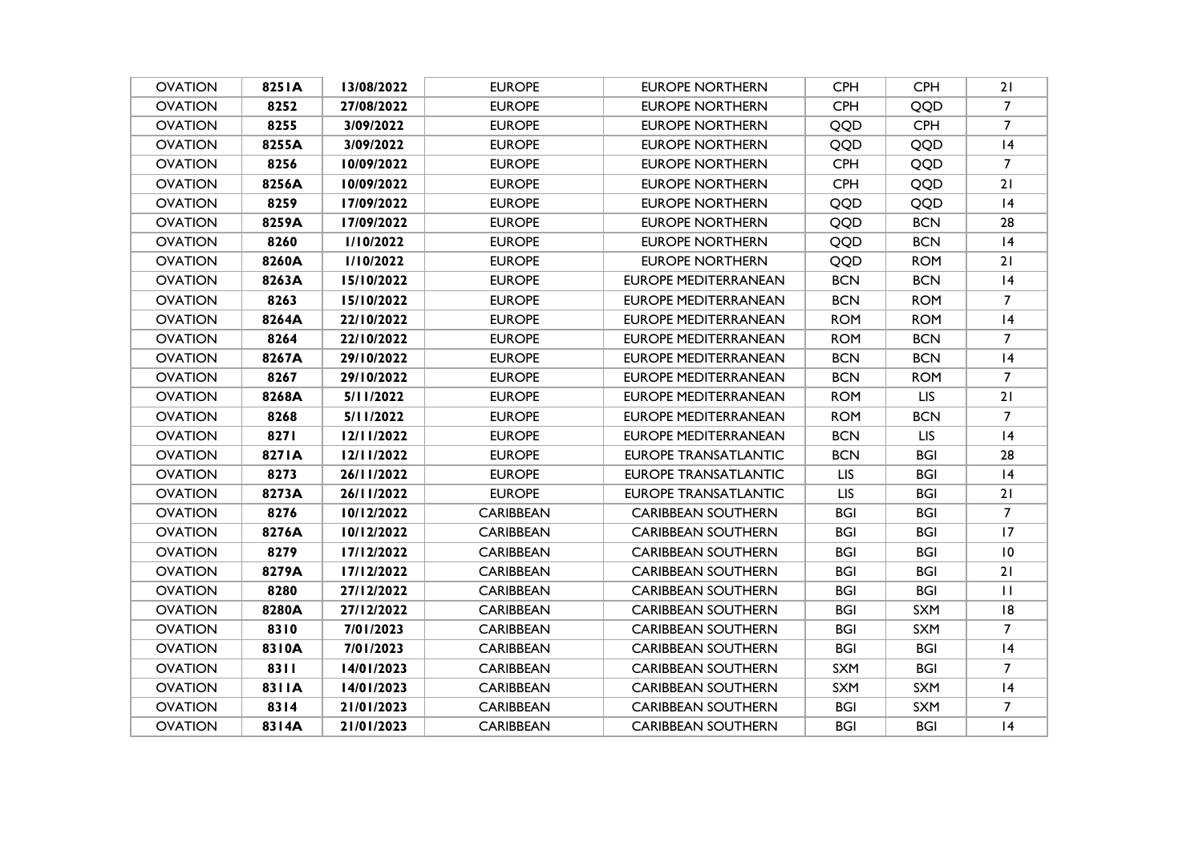| OVATION | 8251A | 13/08/2022 | EUROPE | EUROPE NORTHERN | CPH | CPH | 21 |
|---|---|---|---|---|---|---|---|
| OVATION | 8252 | 27/08/2022 | EUROPE | EUROPE NORTHERN | CPH | QQD | 7 |
| OVATION | 8255 | 3/09/2022 | EUROPE | EUROPE NORTHERN | QQD | CPH | 7 |
| OVATION | 8255A | 3/09/2022 | EUROPE | EUROPE NORTHERN | QQD | QQD | 14 |
| OVATION | 8256 | 10/09/2022 | EUROPE | EUROPE NORTHERN | CPH | QQD | 7 |
| OVATION | 8256A | 10/09/2022 | EUROPE | EUROPE NORTHERN | CPH | QQD | 21 |
| OVATION | 8259 | 17/09/2022 | EUROPE | EUROPE NORTHERN | QQD | QQD | 14 |
| OVATION | 8259A | 17/09/2022 | EUROPE | EUROPE NORTHERN | QQD | BCN | 28 |
| OVATION | 8260 | 1/10/2022 | EUROPE | EUROPE NORTHERN | QQD | BCN | 14 |
| OVATION | 8260A | 1/10/2022 | EUROPE | EUROPE NORTHERN | QQD | ROM | 21 |
| OVATION | 8263A | 15/10/2022 | EUROPE | EUROPE MEDITERRANEAN | BCN | BCN | 14 |
| OVATION | 8263 | 15/10/2022 | EUROPE | EUROPE MEDITERRANEAN | BCN | ROM | 7 |
| OVATION | 8264A | 22/10/2022 | EUROPE | EUROPE MEDITERRANEAN | ROM | ROM | 14 |
| OVATION | 8264 | 22/10/2022 | EUROPE | EUROPE MEDITERRANEAN | ROM | BCN | 7 |
| OVATION | 8267A | 29/10/2022 | EUROPE | EUROPE MEDITERRANEAN | BCN | BCN | 14 |
| OVATION | 8267 | 29/10/2022 | EUROPE | EUROPE MEDITERRANEAN | BCN | ROM | 7 |
| OVATION | 8268A | 5/11/2022 | EUROPE | EUROPE MEDITERRANEAN | ROM | LIS | 21 |
| OVATION | 8268 | 5/11/2022 | EUROPE | EUROPE MEDITERRANEAN | ROM | BCN | 7 |
| OVATION | 8271 | 12/11/2022 | EUROPE | EUROPE MEDITERRANEAN | BCN | LIS | 14 |
| OVATION | 8271A | 12/11/2022 | EUROPE | EUROPE TRANSATLANTIC | BCN | BGI | 28 |
| OVATION | 8273 | 26/11/2022 | EUROPE | EUROPE TRANSATLANTIC | LIS | BGI | 14 |
| OVATION | 8273A | 26/11/2022 | EUROPE | EUROPE TRANSATLANTIC | LIS | BGI | 21 |
| OVATION | 8276 | 10/12/2022 | CARIBBEAN | CARIBBEAN SOUTHERN | BGI | BGI | 7 |
| OVATION | 8276A | 10/12/2022 | CARIBBEAN | CARIBBEAN SOUTHERN | BGI | BGI | 17 |
| OVATION | 8279 | 17/12/2022 | CARIBBEAN | CARIBBEAN SOUTHERN | BGI | BGI | 10 |
| OVATION | 8279A | 17/12/2022 | CARIBBEAN | CARIBBEAN SOUTHERN | BGI | BGI | 21 |
| OVATION | 8280 | 27/12/2022 | CARIBBEAN | CARIBBEAN SOUTHERN | BGI | BGI | 11 |
| OVATION | 8280A | 27/12/2022 | CARIBBEAN | CARIBBEAN SOUTHERN | BGI | SXM | 18 |
| OVATION | 8310 | 7/01/2023 | CARIBBEAN | CARIBBEAN SOUTHERN | BGI | SXM | 7 |
| OVATION | 8310A | 7/01/2023 | CARIBBEAN | CARIBBEAN SOUTHERN | BGI | BGI | 14 |
| OVATION | 8311 | 14/01/2023 | CARIBBEAN | CARIBBEAN SOUTHERN | SXM | BGI | 7 |
| OVATION | 8311A | 14/01/2023 | CARIBBEAN | CARIBBEAN SOUTHERN | SXM | SXM | 14 |
| OVATION | 8314 | 21/01/2023 | CARIBBEAN | CARIBBEAN SOUTHERN | BGI | SXM | 7 |
| OVATION | 8314A | 21/01/2023 | CARIBBEAN | CARIBBEAN SOUTHERN | BGI | BGI | 14 |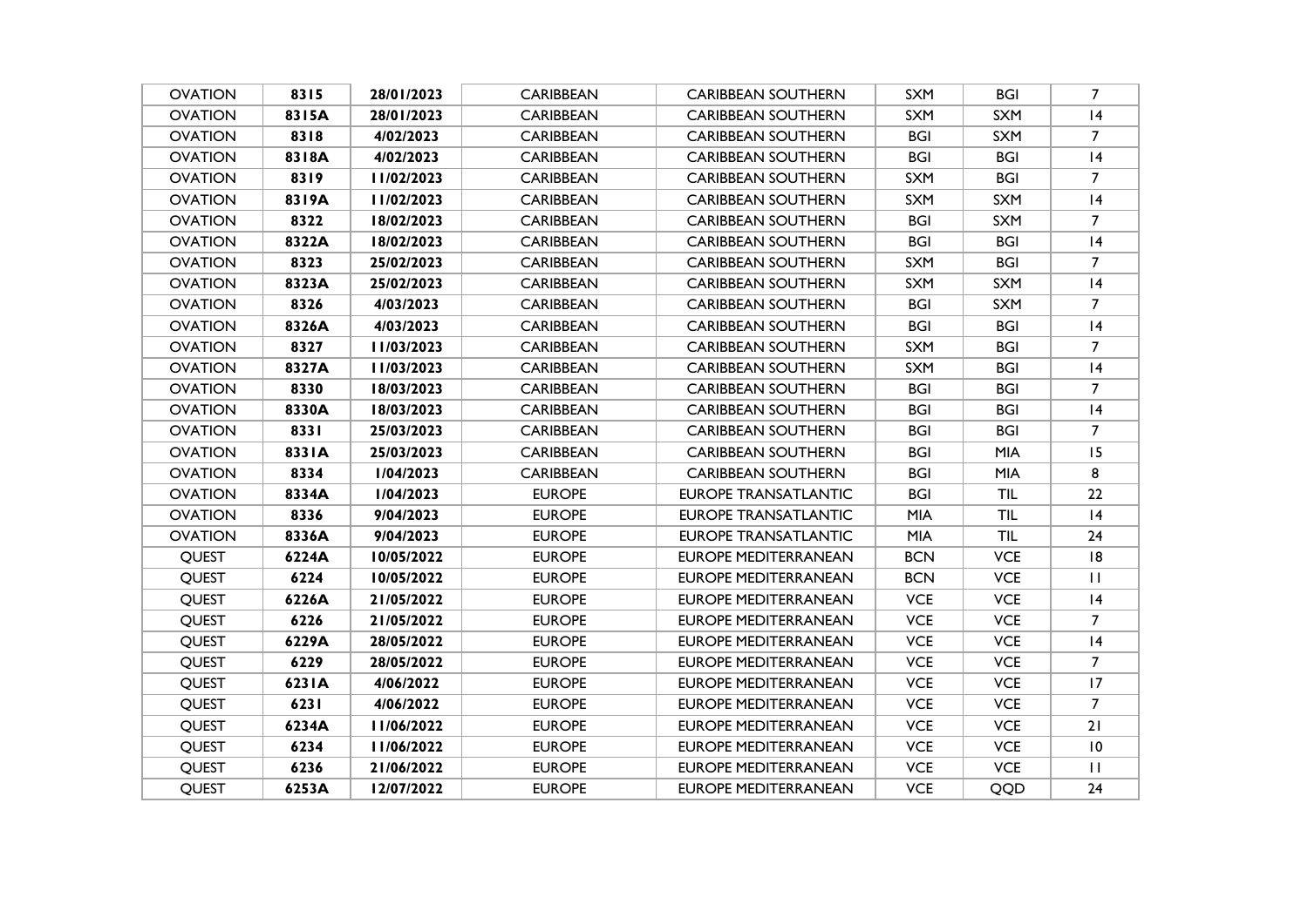| OVATION | **8315** | **28/01/2023** | CARIBBEAN | CARIBBEAN SOUTHERN | SXM | BGI | 7 |
|---|---|---|---|---|---|---|---|
| OVATION | **8315A** | **28/01/2023** | CARIBBEAN | CARIBBEAN SOUTHERN | SXM | SXM | 14 |
| OVATION | **8318** | **4/02/2023** | CARIBBEAN | CARIBBEAN SOUTHERN | BGI | SXM | 7 |
| OVATION | **8318A** | **4/02/2023** | CARIBBEAN | CARIBBEAN SOUTHERN | BGI | BGI | 14 |
| OVATION | **8319** | **11/02/2023** | CARIBBEAN | CARIBBEAN SOUTHERN | SXM | BGI | 7 |
| OVATION | **8319A** | **11/02/2023** | CARIBBEAN | CARIBBEAN SOUTHERN | SXM | SXM | 14 |
| OVATION | **8322** | **18/02/2023** | CARIBBEAN | CARIBBEAN SOUTHERN | BGI | SXM | 7 |
| OVATION | **8322A** | **18/02/2023** | CARIBBEAN | CARIBBEAN SOUTHERN | BGI | BGI | 14 |
| OVATION | **8323** | **25/02/2023** | CARIBBEAN | CARIBBEAN SOUTHERN | SXM | BGI | 7 |
| OVATION | **8323A** | **25/02/2023** | CARIBBEAN | CARIBBEAN SOUTHERN | SXM | SXM | 14 |
| OVATION | **8326** | **4/03/2023** | CARIBBEAN | CARIBBEAN SOUTHERN | BGI | SXM | 7 |
| OVATION | **8326A** | **4/03/2023** | CARIBBEAN | CARIBBEAN SOUTHERN | BGI | BGI | 14 |
| OVATION | **8327** | **11/03/2023** | CARIBBEAN | CARIBBEAN SOUTHERN | SXM | BGI | 7 |
| OVATION | **8327A** | **11/03/2023** | CARIBBEAN | CARIBBEAN SOUTHERN | SXM | BGI | 14 |
| OVATION | **8330** | **18/03/2023** | CARIBBEAN | CARIBBEAN SOUTHERN | BGI | BGI | 7 |
| OVATION | **8330A** | **18/03/2023** | CARIBBEAN | CARIBBEAN SOUTHERN | BGI | BGI | 14 |
| OVATION | **8331** | **25/03/2023** | CARIBBEAN | CARIBBEAN SOUTHERN | BGI | BGI | 7 |
| OVATION | **8331A** | **25/03/2023** | CARIBBEAN | CARIBBEAN SOUTHERN | BGI | MIA | 15 |
| OVATION | **8334** | **1/04/2023** | CARIBBEAN | CARIBBEAN SOUTHERN | BGI | MIA | 8 |
| OVATION | **8334A** | **1/04/2023** | EUROPE | EUROPE TRANSATLANTIC | BGI | TIL | 22 |
| OVATION | **8336** | **9/04/2023** | EUROPE | EUROPE TRANSATLANTIC | MIA | TIL | 14 |
| OVATION | **8336A** | **9/04/2023** | EUROPE | EUROPE TRANSATLANTIC | MIA | TIL | 24 |
| QUEST | **6224A** | **10/05/2022** | EUROPE | EUROPE MEDITERRANEAN | BCN | VCE | 18 |
| QUEST | **6224** | **10/05/2022** | EUROPE | EUROPE MEDITERRANEAN | BCN | VCE | 11 |
| QUEST | **6226A** | **21/05/2022** | EUROPE | EUROPE MEDITERRANEAN | VCE | VCE | 14 |
| QUEST | **6226** | **21/05/2022** | EUROPE | EUROPE MEDITERRANEAN | VCE | VCE | 7 |
| QUEST | **6229A** | **28/05/2022** | EUROPE | EUROPE MEDITERRANEAN | VCE | VCE | 14 |
| QUEST | **6229** | **28/05/2022** | EUROPE | EUROPE MEDITERRANEAN | VCE | VCE | 7 |
| QUEST | **6231A** | **4/06/2022** | EUROPE | EUROPE MEDITERRANEAN | VCE | VCE | 17 |
| QUEST | **6231** | **4/06/2022** | EUROPE | EUROPE MEDITERRANEAN | VCE | VCE | 7 |
| QUEST | **6234A** | **11/06/2022** | EUROPE | EUROPE MEDITERRANEAN | VCE | VCE | 21 |
| QUEST | **6234** | **11/06/2022** | EUROPE | EUROPE MEDITERRANEAN | VCE | VCE | 10 |
| QUEST | **6236** | **21/06/2022** | EUROPE | EUROPE MEDITERRANEAN | VCE | VCE | 11 |
| QUEST | **6253A** | **12/07/2022** | EUROPE | EUROPE MEDITERRANEAN | VCE | QQD | 24 |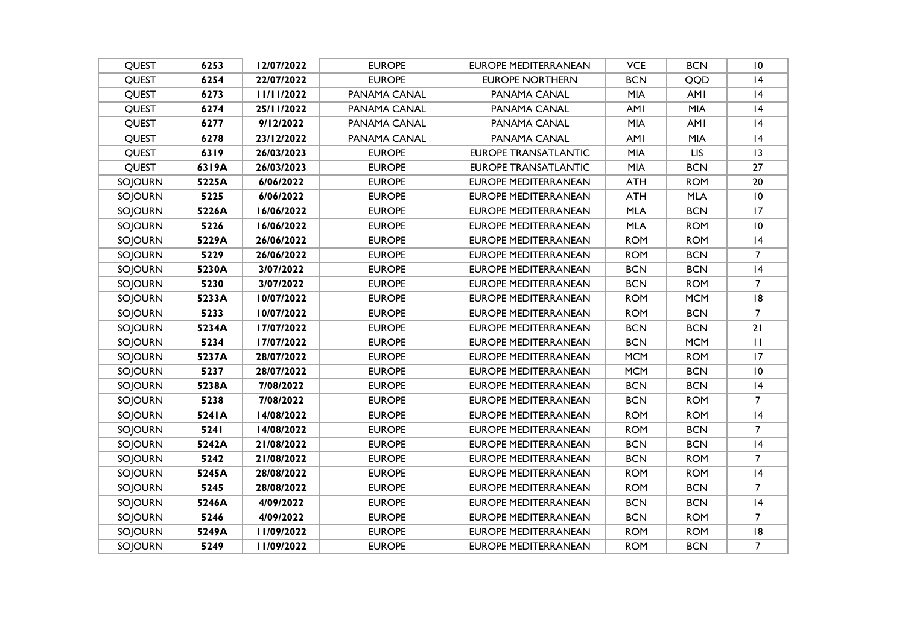| QUEST | 6253 | 12/07/2022 | EUROPE | EUROPE MEDITERRANEAN | VCE | BCN | 10 |
|---|---|---|---|---|---|---|---|
| QUEST | 6254 | 22/07/2022 | EUROPE | EUROPE NORTHERN | BCN | QQD | 14 |
| QUEST | 6273 | 11/11/2022 | PANAMA CANAL | PANAMA CANAL | MIA | AM1 | 14 |
| QUEST | 6274 | 25/11/2022 | PANAMA CANAL | PANAMA CANAL | AM1 | MIA | 14 |
| QUEST | 6277 | 9/12/2022 | PANAMA CANAL | PANAMA CANAL | MIA | AM1 | 14 |
| QUEST | 6278 | 23/12/2022 | PANAMA CANAL | PANAMA CANAL | AM1 | MIA | 14 |
| QUEST | 6319 | 26/03/2023 | EUROPE | EUROPE TRANSATLANTIC | MIA | LIS | 13 |
| QUEST | 6319A | 26/03/2023 | EUROPE | EUROPE TRANSATLANTIC | MIA | BCN | 27 |
| SOJOURN | 5225A | 6/06/2022 | EUROPE | EUROPE MEDITERRANEAN | ATH | ROM | 20 |
| SOJOURN | 5225 | 6/06/2022 | EUROPE | EUROPE MEDITERRANEAN | ATH | MLA | 10 |
| SOJOURN | 5226A | 16/06/2022 | EUROPE | EUROPE MEDITERRANEAN | MLA | BCN | 17 |
| SOJOURN | 5226 | 16/06/2022 | EUROPE | EUROPE MEDITERRANEAN | MLA | ROM | 10 |
| SOJOURN | 5229A | 26/06/2022 | EUROPE | EUROPE MEDITERRANEAN | ROM | ROM | 14 |
| SOJOURN | 5229 | 26/06/2022 | EUROPE | EUROPE MEDITERRANEAN | ROM | BCN | 7 |
| SOJOURN | 5230A | 3/07/2022 | EUROPE | EUROPE MEDITERRANEAN | BCN | BCN | 14 |
| SOJOURN | 5230 | 3/07/2022 | EUROPE | EUROPE MEDITERRANEAN | BCN | ROM | 7 |
| SOJOURN | 5233A | 10/07/2022 | EUROPE | EUROPE MEDITERRANEAN | ROM | MCM | 18 |
| SOJOURN | 5233 | 10/07/2022 | EUROPE | EUROPE MEDITERRANEAN | ROM | BCN | 7 |
| SOJOURN | 5234A | 17/07/2022 | EUROPE | EUROPE MEDITERRANEAN | BCN | BCN | 21 |
| SOJOURN | 5234 | 17/07/2022 | EUROPE | EUROPE MEDITERRANEAN | BCN | MCM | 11 |
| SOJOURN | 5237A | 28/07/2022 | EUROPE | EUROPE MEDITERRANEAN | MCM | ROM | 17 |
| SOJOURN | 5237 | 28/07/2022 | EUROPE | EUROPE MEDITERRANEAN | MCM | BCN | 10 |
| SOJOURN | 5238A | 7/08/2022 | EUROPE | EUROPE MEDITERRANEAN | BCN | BCN | 14 |
| SOJOURN | 5238 | 7/08/2022 | EUROPE | EUROPE MEDITERRANEAN | BCN | ROM | 7 |
| SOJOURN | 5241A | 14/08/2022 | EUROPE | EUROPE MEDITERRANEAN | ROM | ROM | 14 |
| SOJOURN | 5241 | 14/08/2022 | EUROPE | EUROPE MEDITERRANEAN | ROM | BCN | 7 |
| SOJOURN | 5242A | 21/08/2022 | EUROPE | EUROPE MEDITERRANEAN | BCN | BCN | 14 |
| SOJOURN | 5242 | 21/08/2022 | EUROPE | EUROPE MEDITERRANEAN | BCN | ROM | 7 |
| SOJOURN | 5245A | 28/08/2022 | EUROPE | EUROPE MEDITERRANEAN | ROM | ROM | 14 |
| SOJOURN | 5245 | 28/08/2022 | EUROPE | EUROPE MEDITERRANEAN | ROM | BCN | 7 |
| SOJOURN | 5246A | 4/09/2022 | EUROPE | EUROPE MEDITERRANEAN | BCN | BCN | 14 |
| SOJOURN | 5246 | 4/09/2022 | EUROPE | EUROPE MEDITERRANEAN | BCN | ROM | 7 |
| SOJOURN | 5249A | 11/09/2022 | EUROPE | EUROPE MEDITERRANEAN | ROM | ROM | 18 |
| SOJOURN | 5249 | 11/09/2022 | EUROPE | EUROPE MEDITERRANEAN | ROM | BCN | 7 |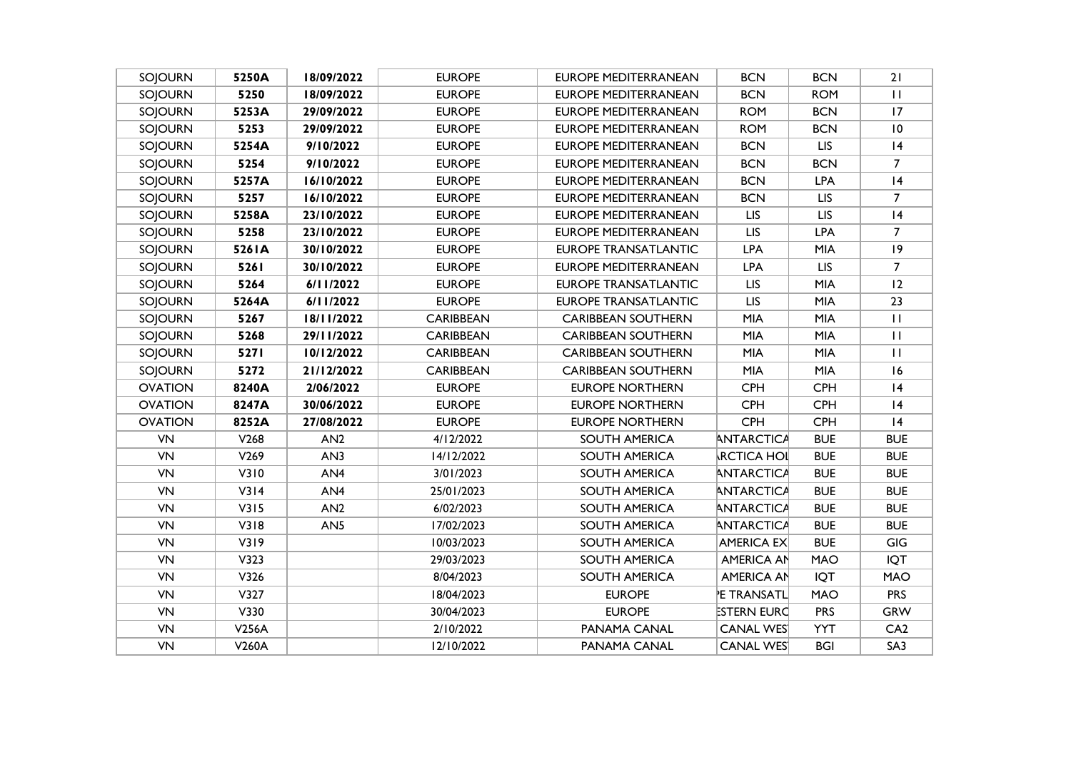| SOJOURN | **5250A** | **18/09/2022** | EUROPE | EUROPE MEDITERRANEAN | BCN | BCN | 21 |
|---|---|---|---|---|---|---|---|
| SOJOURN | **5250** | **18/09/2022** | EUROPE | EUROPE MEDITERRANEAN | BCN | ROM | 11 |
| SOJOURN | **5253A** | **29/09/2022** | EUROPE | EUROPE MEDITERRANEAN | ROM | BCN | 17 |
| SOJOURN | **5253** | **29/09/2022** | EUROPE | EUROPE MEDITERRANEAN | ROM | BCN | 10 |
| SOJOURN | **5254A** | **9/10/2022** | EUROPE | EUROPE MEDITERRANEAN | BCN | LIS | 14 |
| SOJOURN | **5254** | **9/10/2022** | EUROPE | EUROPE MEDITERRANEAN | BCN | BCN | 7 |
| SOJOURN | **5257A** | **16/10/2022** | EUROPE | EUROPE MEDITERRANEAN | BCN | LPA | 14 |
| SOJOURN | **5257** | **16/10/2022** | EUROPE | EUROPE MEDITERRANEAN | BCN | LIS | 7 |
| SOJOURN | **5258A** | **23/10/2022** | EUROPE | EUROPE MEDITERRANEAN | LIS | LIS | 14 |
| SOJOURN | **5258** | **23/10/2022** | EUROPE | EUROPE MEDITERRANEAN | LIS | LPA | 7 |
| SOJOURN | **5261A** | **30/10/2022** | EUROPE | EUROPE TRANSATLANTIC | LPA | MIA | 19 |
| SOJOURN | **5261** | **30/10/2022** | EUROPE | EUROPE MEDITERRANEAN | LPA | LIS | 7 |
| SOJOURN | **5264** | **6/11/2022** | EUROPE | EUROPE TRANSATLANTIC | LIS | MIA | 12 |
| SOJOURN | **5264A** | **6/11/2022** | EUROPE | EUROPE TRANSATLANTIC | LIS | MIA | 23 |
| SOJOURN | **5267** | **18/11/2022** | CARIBBEAN | CARIBBEAN SOUTHERN | MIA | MIA | 11 |
| SOJOURN | **5268** | **29/11/2022** | CARIBBEAN | CARIBBEAN SOUTHERN | MIA | MIA | 11 |
| SOJOURN | **5271** | **10/12/2022** | CARIBBEAN | CARIBBEAN SOUTHERN | MIA | MIA | 11 |
| SOJOURN | **5272** | **21/12/2022** | CARIBBEAN | CARIBBEAN SOUTHERN | MIA | MIA | 16 |
| OVATION | **8240A** | **2/06/2022** | EUROPE | EUROPE NORTHERN | CPH | CPH | 14 |
| OVATION | **8247A** | **30/06/2022** | EUROPE | EUROPE NORTHERN | CPH | CPH | 14 |
| OVATION | **8252A** | **27/08/2022** | EUROPE | EUROPE NORTHERN | CPH | CPH | 14 |
| VN | V268 | AN2 | 4/12/2022 | SOUTH AMERICA | ANTARCTICA | BUE | BUE |
| VN | V269 | AN3 | 14/12/2022 | SOUTH AMERICA | RCTICA HOL | BUE | BUE |
| VN | V310 | AN4 | 3/01/2023 | SOUTH AMERICA | ANTARCTICA | BUE | BUE |
| VN | V314 | AN4 | 25/01/2023 | SOUTH AMERICA | ANTARCTICA | BUE | BUE |
| VN | V315 | AN2 | 6/02/2023 | SOUTH AMERICA | ANTARCTICA | BUE | BUE |
| VN | V318 | AN5 | 17/02/2023 | SOUTH AMERICA | ANTARCTICA | BUE | BUE |
| VN | V319 | | 10/03/2023 | SOUTH AMERICA | AMERICA EX | BUE | GIG |
| VN | V323 | | 29/03/2023 | SOUTH AMERICA | AMERICA AN | MAO | IQT |
| VN | V326 | | 8/04/2023 | SOUTH AMERICA | AMERICA AN | IQT | MAO |
| VN | V327 | | 18/04/2023 | EUROPE | E TRANSATL | MAO | PRS |
| VN | V330 | | 30/04/2023 | EUROPE | ESTERN EURC | PRS | GRW |
| VN | V256A | | 2/10/2022 | PANAMA CANAL | CANAL WES | YYT | CA2 |
| VN | V260A | | 12/10/2022 | PANAMA CANAL | CANAL WES | BGI | SA3 |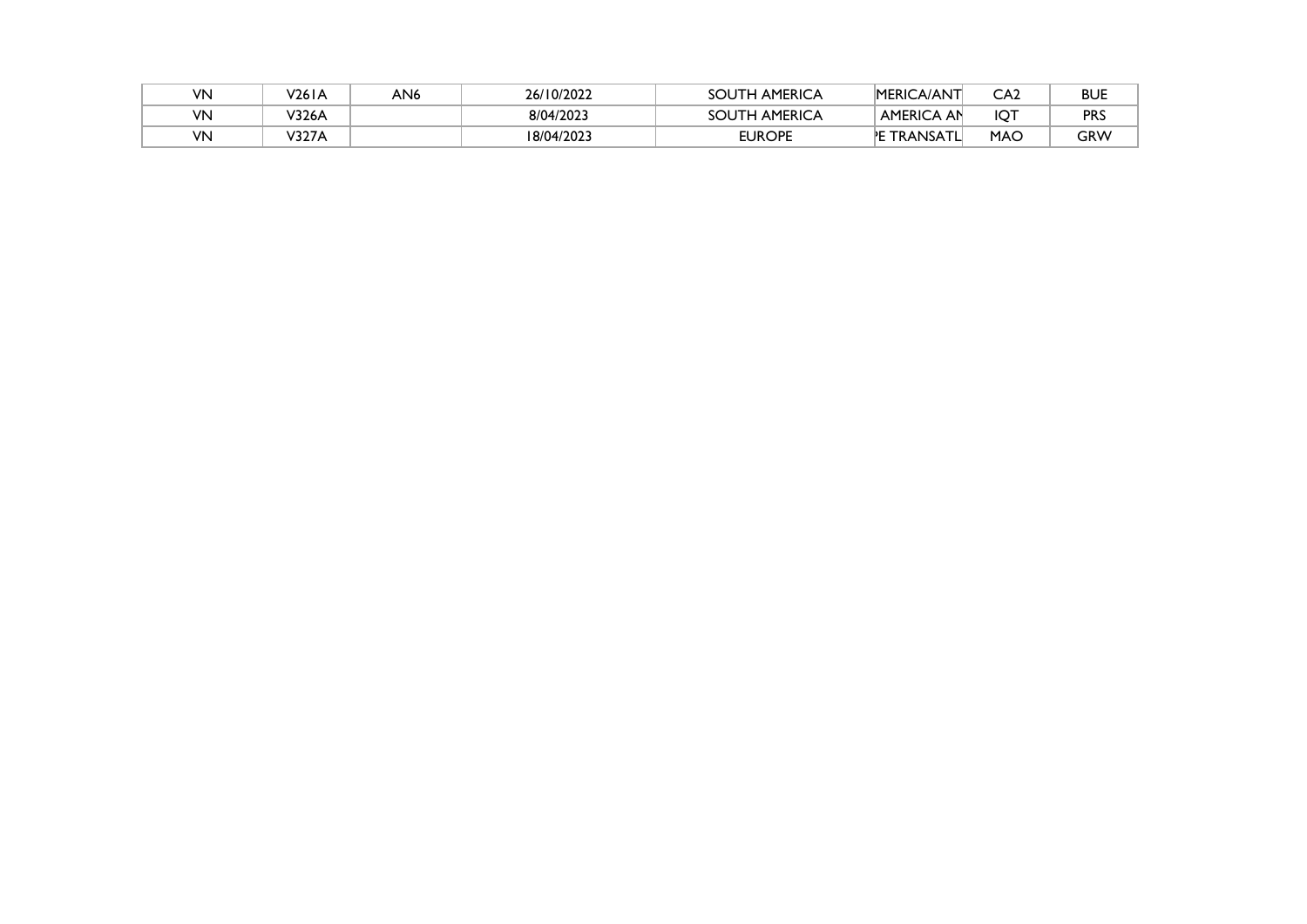| | | | | | | | |
|---|---|---|---|---|---|---|---|
| VN | V261A | AN6 | 26/10/2022 | SOUTH AMERICA | MERICA/ANT | CA2 | BUE |
| VN | V326A | | 8/04/2023 | SOUTH AMERICA | AMERICA AN | IQT | PRS |
| VN | V327A | | 18/04/2023 | EUROPE | 'E TRANSATL | MAO | GRW |